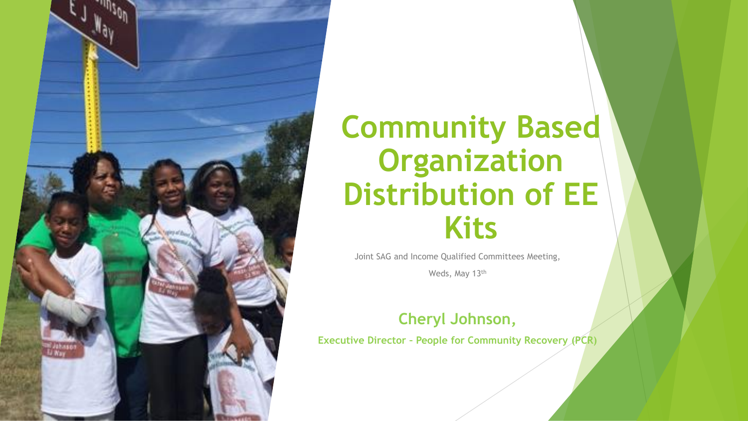# Community Based Organization Distribution of EE Kits

Joint SAG and Income Qualified Committees Meeting,

Weds, May 13th

**Cheryl Johnson,**

**Executive Director – People for Community Recovery (PCR)**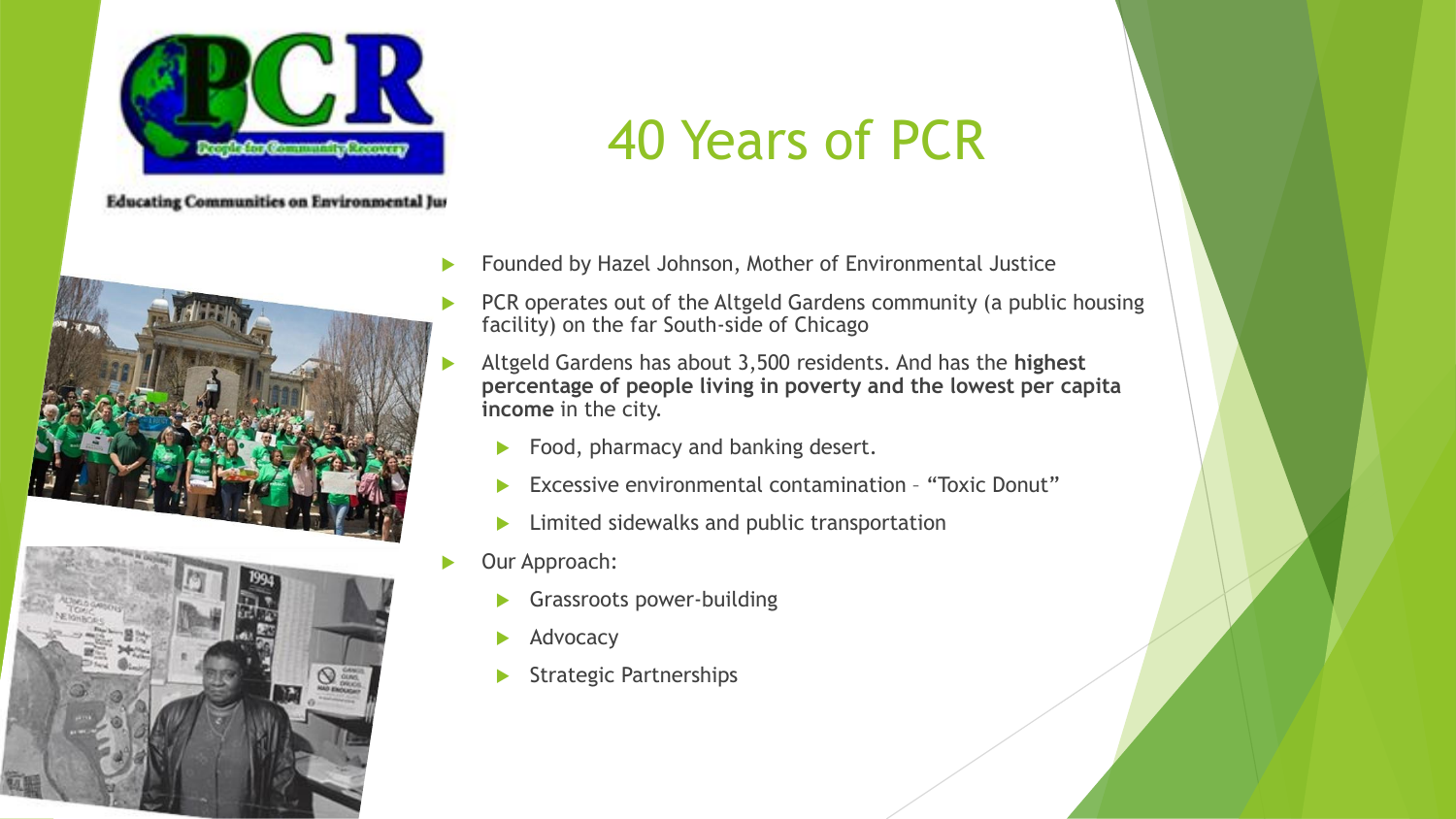PCR

People for Community Recovery

Educating Communities on Environmental Jus

# 40 Years of PCR

- Founded by Hazel Johnson, Mother of Environmental Justice
- PCR operates out of the Altgeld Gardens community (a public housing facility) on the far South-side of Chicago
- Altgeld Gardens has about 3,500 residents. And has the **highest percentage of people living in poverty and the lowest per capita income** in the city.
  - Food, pharmacy and banking desert.
  - Excessive environmental contamination – “Toxic Donut”
  - Limited sidewalks and public transportation
- Our Approach:
  - Grassroots power-building
  - Advocacy
  - Strategic Partnerships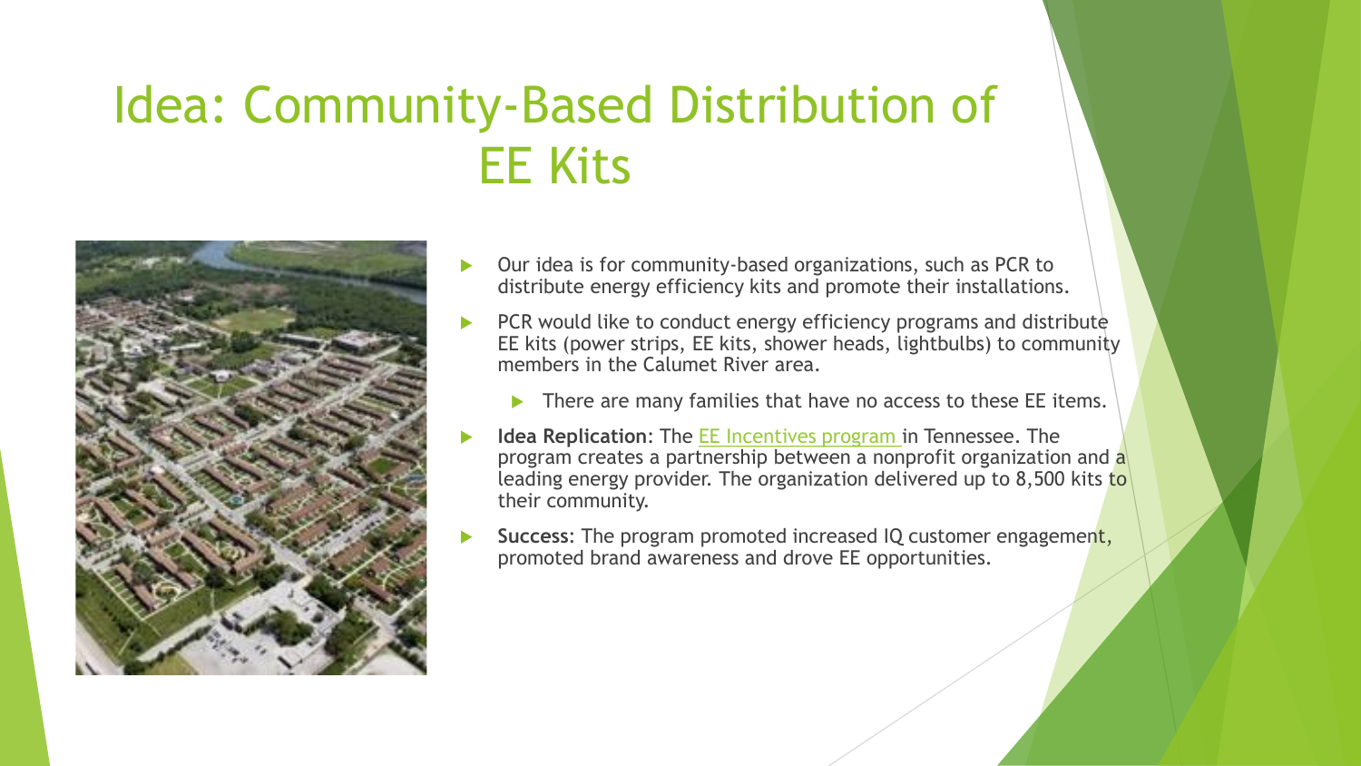# Idea: Community-Based Distribution of EE Kits

- Our idea is for community-based organizations, such as PCR to distribute energy efficiency kits and promote their installations.
- PCR would like to conduct energy efficiency programs and distribute EE kits (power strips, EE kits, shower heads, lightbulbs) to community members in the Calumet River area.
  - There are many families that have no access to these EE items.
- **Idea Replication**: The EE Incentives program in Tennessee. The program creates a partnership between a nonprofit organization and a leading energy provider. The organization delivered up to 8,500 kits to their community.
- **Success**: The program promoted increased IQ customer engagement, promoted brand awareness and drove EE opportunities.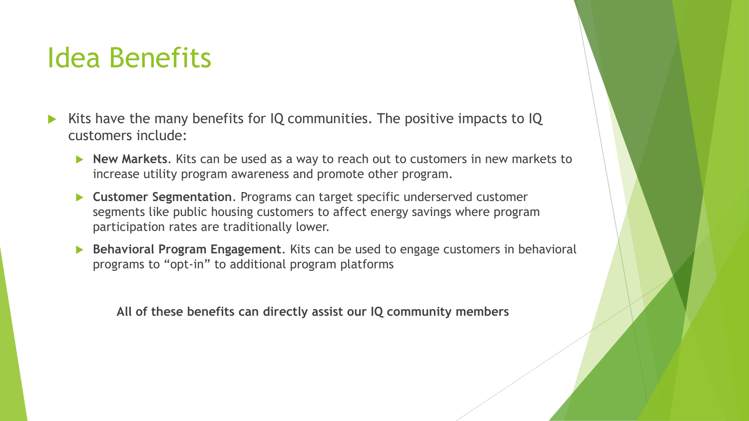# Idea Benefits

- Kits have the many benefits for IQ communities. The positive impacts to IQ customers include:
  - **New Markets**. Kits can be used as a way to reach out to customers in new markets to increase utility program awareness and promote other program.
  - **Customer Segmentation**. Programs can target specific underserved customer segments like public housing customers to affect energy savings where program participation rates are traditionally lower.
  - **Behavioral Program Engagement**. Kits can be used to engage customers in behavioral programs to "opt-in" to additional program platforms

**All of these benefits can directly assist our IQ community members**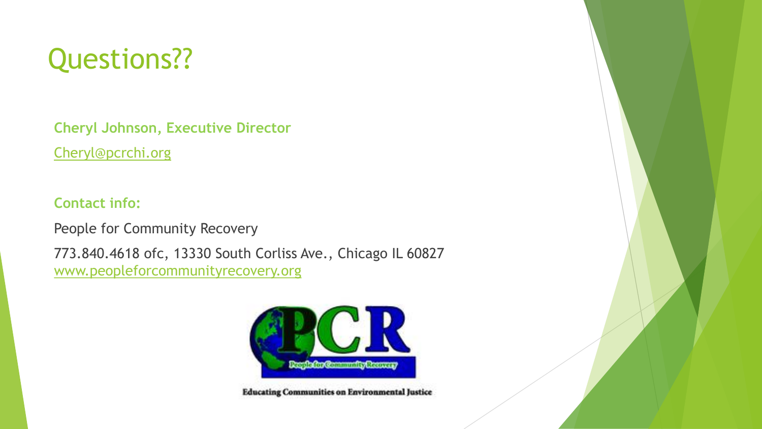# Questions??

**Cheryl Johnson, Executive Director**

Cheryl@pcrchi.org

**Contact info:**

People for Community Recovery

773.840.4618 ofc, 13330 South Corliss Ave., Chicago IL 60827
www.peopleforcommunityrecovery.org

PCR

People for Community Recovery

Educating Communities on Environmental Justice